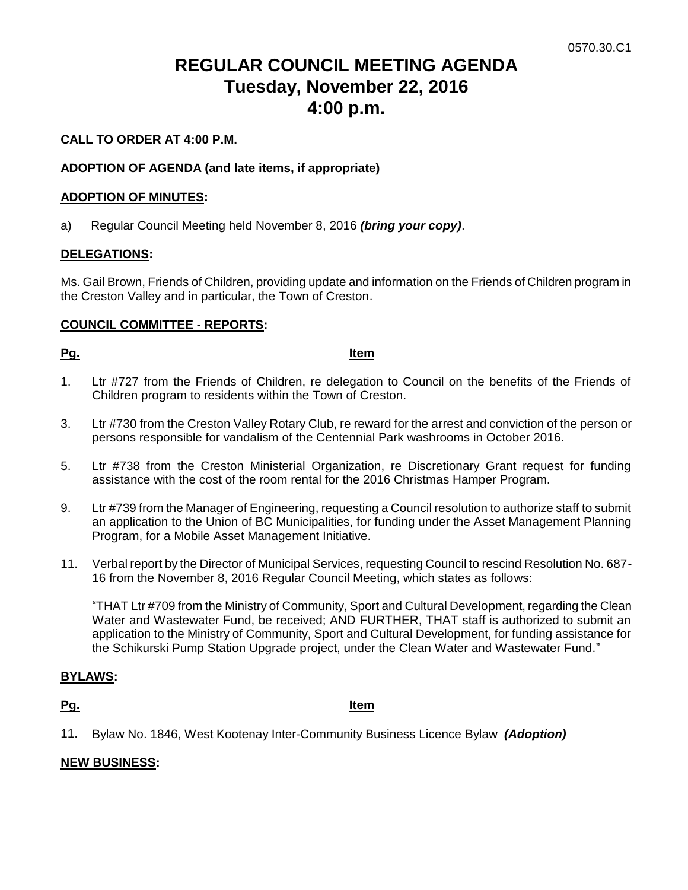0570.30.C1

# REGULAR COUNCIL MEETING AGENDA
# Tuesday, November 22, 2016
# 4:00 p.m.

**CALL TO ORDER AT 4:00 P.M.**

**ADOPTION OF AGENDA (and late items, if appropriate)**

**ADOPTION OF MINUTES:**

a) Regular Council Meeting held November 8, 2016 ***(bring your copy)***.

**DELEGATIONS:**

Ms. Gail Brown, Friends of Children, providing update and information on the Friends of Children program in the Creston Valley and in particular, the Town of Creston.

**COUNCIL COMMITTEE - REPORTS:**

| Pg. | Item |
|---|---|
| 1. | Ltr #727 from the Friends of Children, re delegation to Council on the benefits of the Friends of Children program to residents within the Town of Creston. |
| 3. | Ltr #730 from the Creston Valley Rotary Club, re reward for the arrest and conviction of the person or persons responsible for vandalism of the Centennial Park washrooms in October 2016. |
| 5. | Ltr #738 from the Creston Ministerial Organization, re Discretionary Grant request for funding assistance with the cost of the room rental for the 2016 Christmas Hamper Program. |
| 9. | Ltr #739 from the Manager of Engineering, requesting a Council resolution to authorize staff to submit an application to the Union of BC Municipalities, for funding under the Asset Management Planning Program, for a Mobile Asset Management Initiative. |
| 11. | Verbal report by the Director of Municipal Services, requesting Council to rescind Resolution No. 687-16 from the November 8, 2016 Regular Council Meeting, which states as follows: "THAT Ltr #709 from the Ministry of Community, Sport and Cultural Development, regarding the Clean Water and Wastewater Fund, be received; AND FURTHER, THAT staff is authorized to submit an application to the Ministry of Community, Sport and Cultural Development, for funding assistance for the Schikurski Pump Station Upgrade project, under the Clean Water and Wastewater Fund." |

**BYLAWS:**

| Pg. | Item |
|---|---|
| 11. | Bylaw No. 1846, West Kootenay Inter-Community Business Licence Bylaw ***(Adoption)*** |

**NEW BUSINESS:**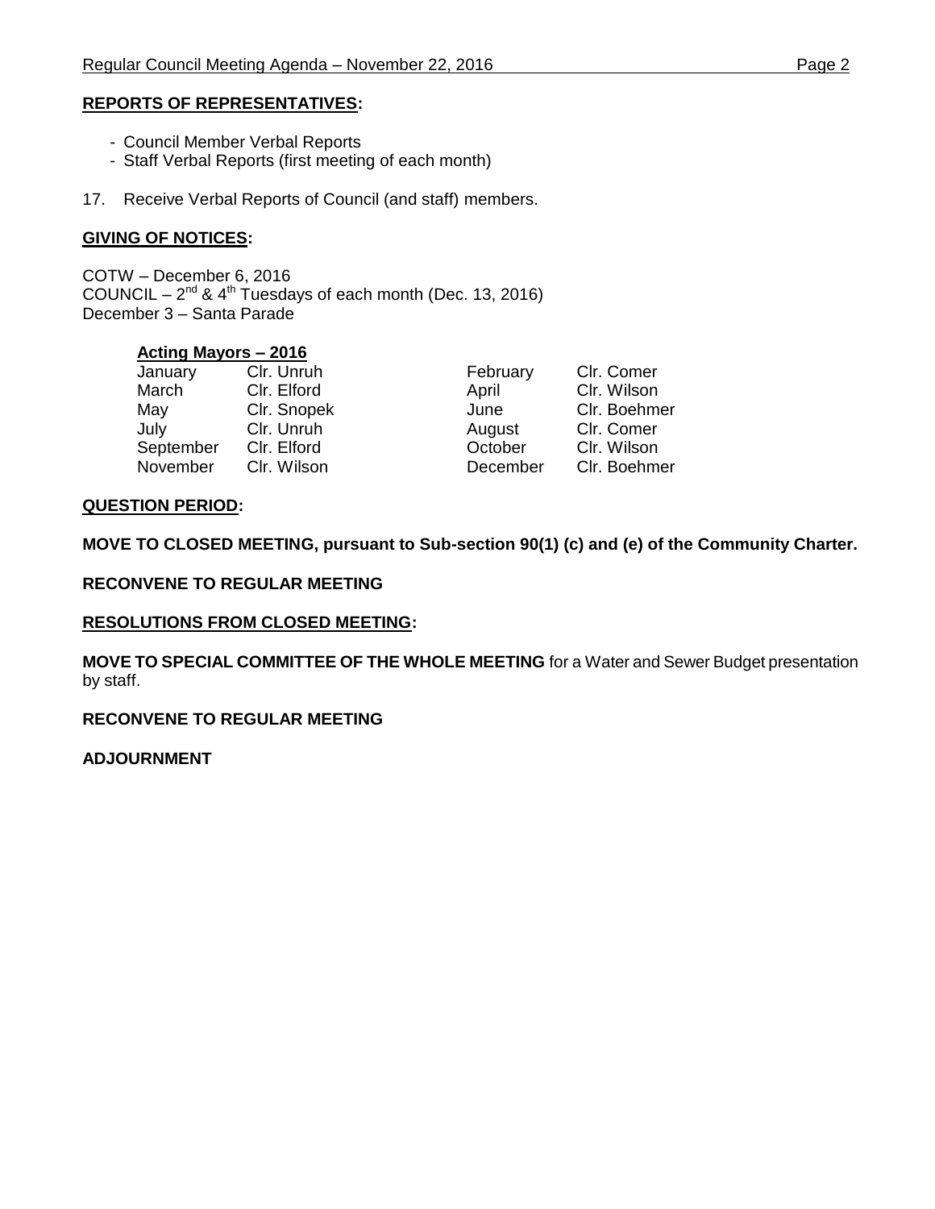**REPORTS OF REPRESENTATIVES:**

- Council Member Verbal Reports
- Staff Verbal Reports (first meeting of each month)

17. Receive Verbal Reports of Council (and staff) members.

**GIVING OF NOTICES:**

COTW – December 6, 2016
COUNCIL – 2nd & 4th Tuesdays of each month (Dec. 13, 2016)
December 3 – Santa Parade

**Acting Mayors – 2016**

| | | | |
|---|---|---|---|
| January | Clr. Unruh | February | Clr. Comer |
| March | Clr. Elford | April | Clr. Wilson |
| May | Clr. Snopek | June | Clr. Boehmer |
| July | Clr. Unruh | August | Clr. Comer |
| September | Clr. Elford | October | Clr. Wilson |
| November | Clr. Wilson | December | Clr. Boehmer |

**QUESTION PERIOD:**

**MOVE TO CLOSED MEETING, pursuant to Sub-section 90(1) (c) and (e) of the Community Charter.**

**RECONVENE TO REGULAR MEETING**

**RESOLUTIONS FROM CLOSED MEETING:**

**MOVE TO SPECIAL COMMITTEE OF THE WHOLE MEETING** for a Water and Sewer Budget presentation by staff.

**RECONVENE TO REGULAR MEETING**

**ADJOURNMENT**